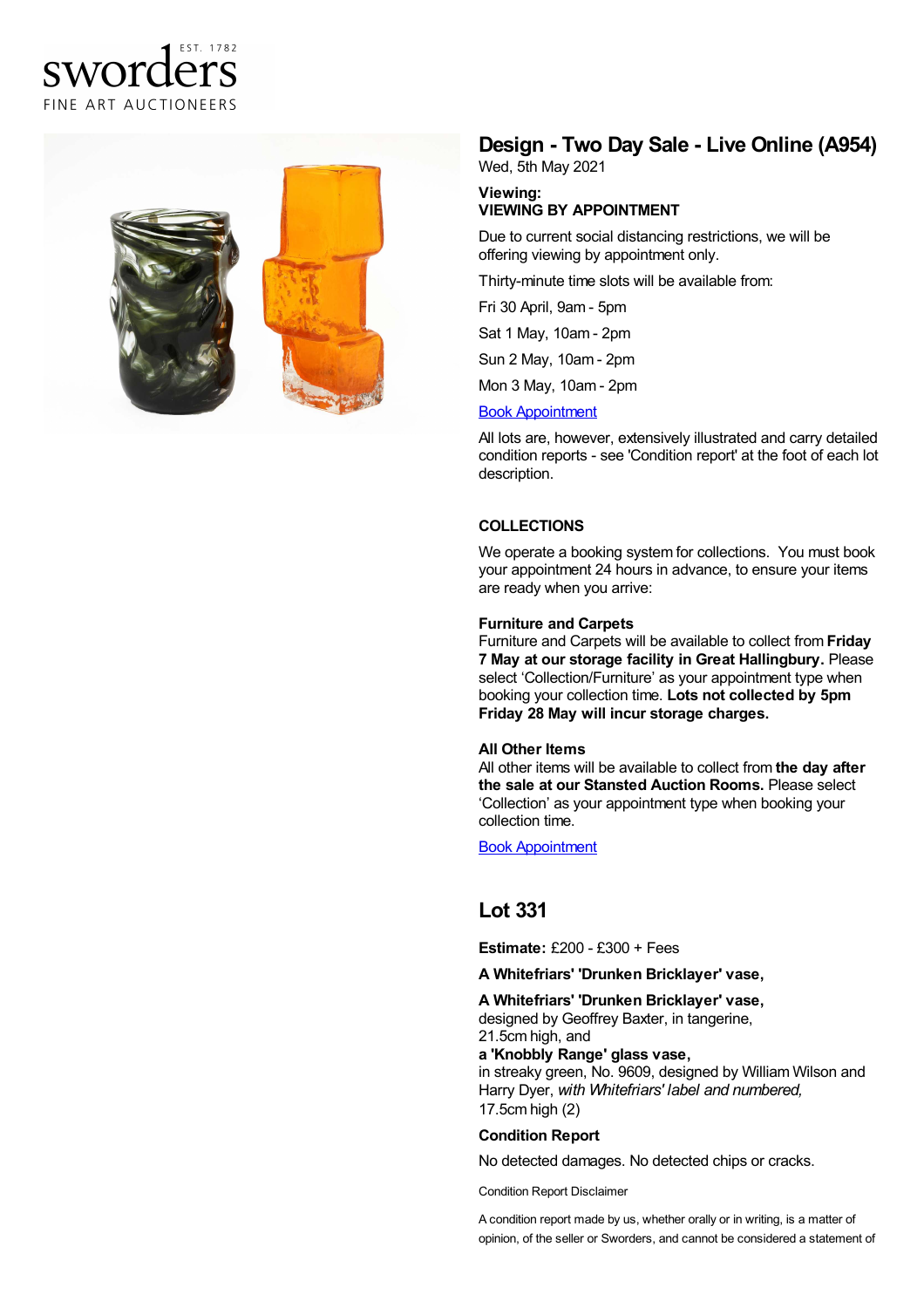sworders
EST. 1782
FINE ART AUCTIONEERS

# Design - Two Day Sale - Live Online (A954)

Wed, 5th May 2021

**Viewing:**
**VIEWING BY APPOINTMENT**

Due to current social distancing restrictions, we will be offering viewing by appointment only.

Thirty-minute time slots will be available from:

Fri 30 April, 9am - 5pm

Sat 1 May, 10am - 2pm

Sun 2 May, 10am - 2pm

Mon 3 May, 10am - 2pm

Book Appointment

All lots are, however, extensively illustrated and carry detailed condition reports - see 'Condition report' at the foot of each lot description.

**COLLECTIONS**

We operate a booking system for collections. You must book your appointment 24 hours in advance, to ensure your items are ready when you arrive:

**Furniture and Carpets**
Furniture and Carpets will be available to collect from **Friday 7 May at our storage facility in Great Hallingbury.** Please select 'Collection/Furniture' as your appointment type when booking your collection time. **Lots not collected by 5pm Friday 28 May will incur storage charges.**

**All Other Items**
All other items will be available to collect from **the day after the sale at our Stansted Auction Rooms.** Please select 'Collection' as your appointment type when booking your collection time.

Book Appointment

## Lot 331

**Estimate:** £200 - £300 + Fees

**A Whitefriars' 'Drunken Bricklayer' vase,**

**A Whitefriars' 'Drunken Bricklayer' vase,**
designed by Geoffrey Baxter, in tangerine,
21.5cm high, and
**a 'Knobbly Range' glass vase,**
in streaky green, No. 9609, designed by William Wilson and Harry Dyer, *with Whitefriars' label and numbered,*
17.5cm high (2)

**Condition Report**

No detected damages. No detected chips or cracks.

Condition Report Disclaimer

A condition report made by us, whether orally or in writing, is a matter of opinion, of the seller or Sworders, and cannot be considered a statement of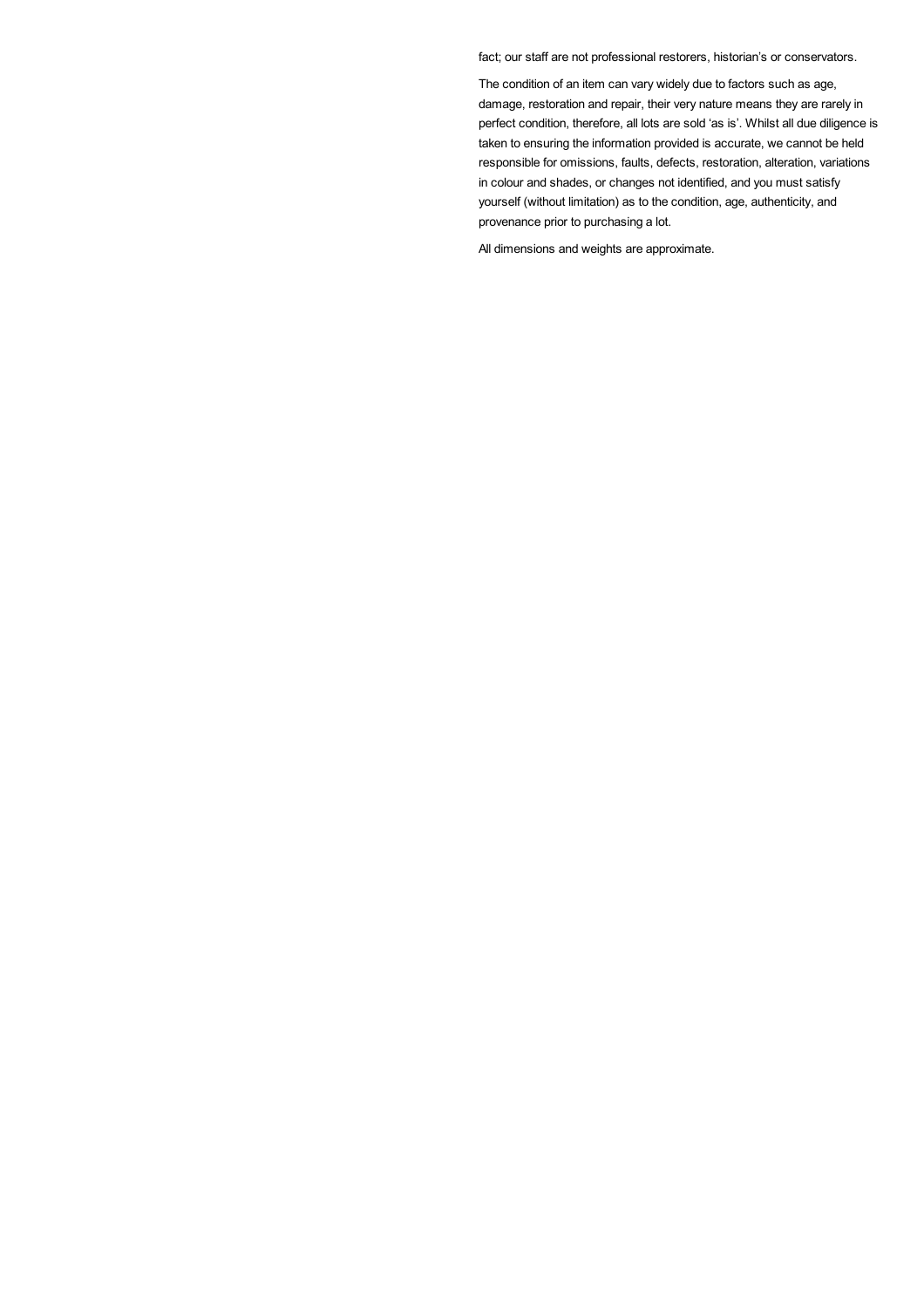fact; our staff are not professional restorers, historian's or conservators.

The condition of an item can vary widely due to factors such as age, damage, restoration and repair, their very nature means they are rarely in perfect condition, therefore, all lots are sold 'as is'. Whilst all due diligence is taken to ensuring the information provided is accurate, we cannot be held responsible for omissions, faults, defects, restoration, alteration, variations in colour and shades, or changes not identified, and you must satisfy yourself (without limitation) as to the condition, age, authenticity, and provenance prior to purchasing a lot.

All dimensions and weights are approximate.